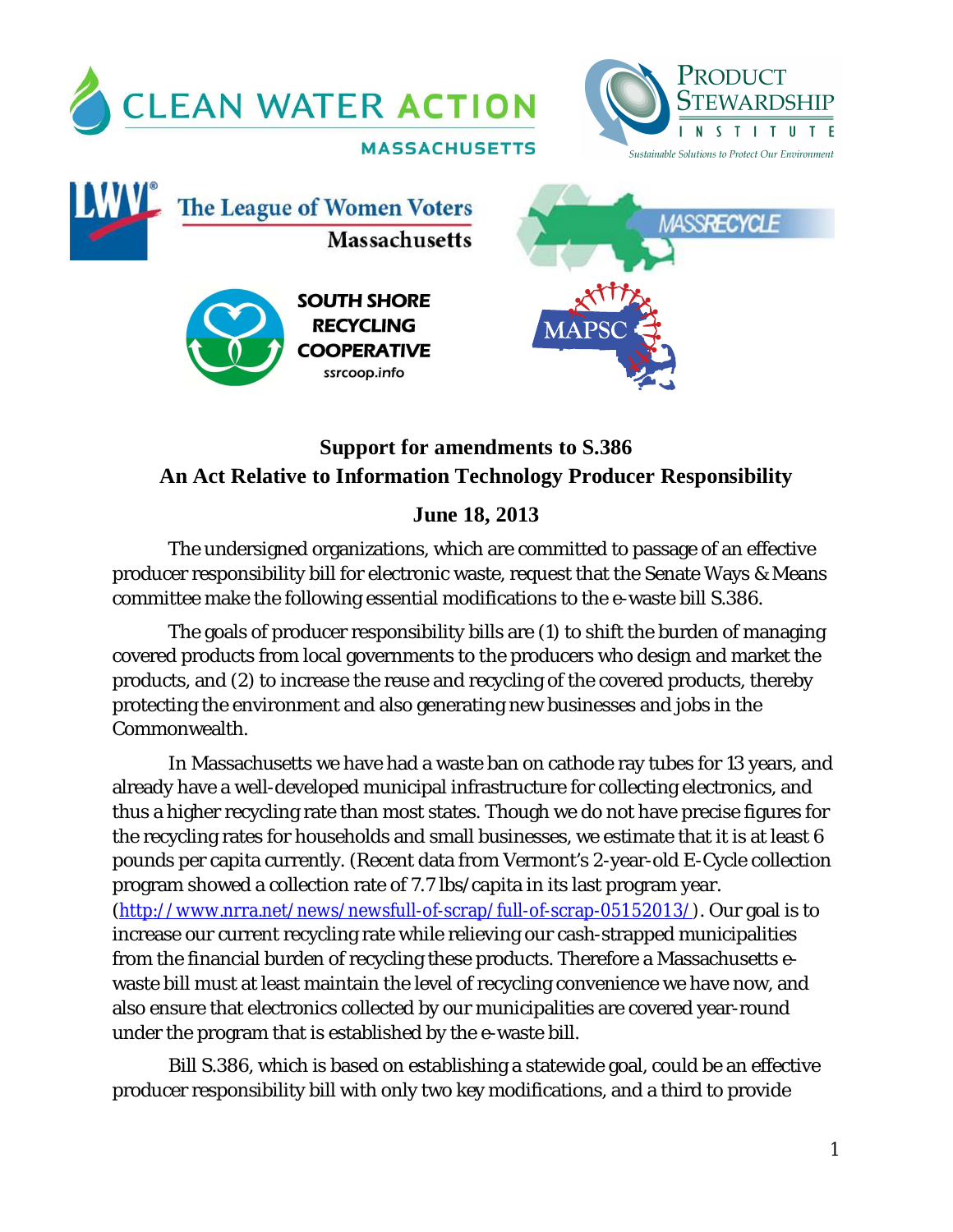CLEAN WATER ACTION MASSACHUSETTS

PRODUCT STEWARDSHIP INSTITUTE — Sustainable Solutions to Protect Our Environment

The League of Women Voters Massachusetts

MASSRECYCLE

SOUTH SHORE RECYCLING COOPERATIVE ssrcoop.info

MAPSC

## Support for amendments to S.386
## An Act Relative to Information Technology Producer Responsibility

**June 18, 2013**

The undersigned organizations, which are committed to passage of an effective producer responsibility bill for electronic waste, request that the Senate Ways & Means committee make the following essential modifications to the e-waste bill S.386.

The goals of producer responsibility bills are (1) to shift the burden of managing covered products from local governments to the producers who design and market the products, and (2) to increase the reuse and recycling of the covered products, thereby protecting the environment and also generating new businesses and jobs in the Commonwealth.

In Massachusetts we have had a waste ban on cathode ray tubes for 13 years, and already have a well-developed municipal infrastructure for collecting electronics, and thus a higher recycling rate than most states. Though we do not have precise figures for the recycling rates for households and small businesses, we estimate that it is at least 6 pounds per capita currently. (Recent data from Vermont's 2-year-old E-Cycle collection program showed a collection rate of 7.7 lbs/capita in its last program year. (http://www.nrra.net/news/newsfull-of-scrap/full-of-scrap-05152013/). Our goal is to increase our current recycling rate while relieving our cash-strapped municipalities from the financial burden of recycling these products. Therefore a Massachusetts e-waste bill must at least maintain the level of recycling convenience we have now, and also ensure that electronics collected by our municipalities are covered year-round under the program that is established by the e-waste bill.

Bill S.386, which is based on establishing a statewide goal, could be an effective producer responsibility bill with only two key modifications, and a third to provide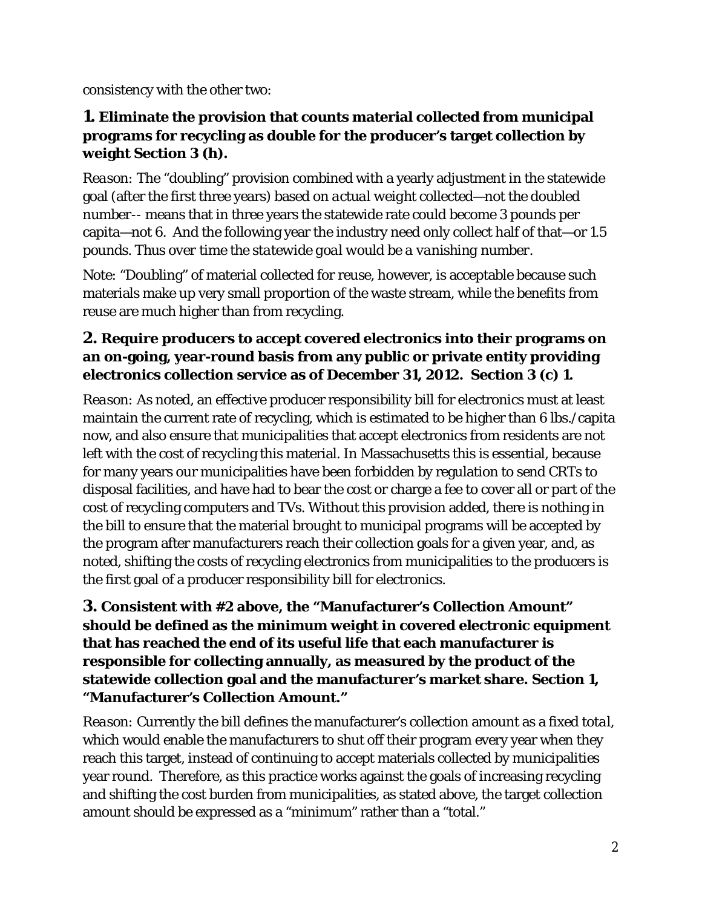consistency with the other two:

**1. Eliminate the provision that counts material collected from municipal programs for recycling as double for the producer's target collection by weight Section 3 (h).**

*Reason*: The "doubling" provision combined with a yearly adjustment in the statewide goal (after the first three years) based on *actual* weight collected—not the doubled number-- means that in three years the statewide rate could become 3 pounds per capita—not 6. And the following year the industry need only collect half of that—or 1.5 pounds. Thus over time the *statewide goal would be a vanishing number.*

Note: "Doubling" of material collected for reuse, however, is acceptable because such materials make up very small proportion of the waste stream, while the benefits from reuse are much higher than from recycling.

**2. Require producers to accept covered electronics into their programs on an on-going, year-round basis from any public or private entity providing electronics collection service as of December 31, 2012. Section 3 (c) 1.**

*Reason*: As noted, an effective producer responsibility bill for electronics must at least maintain the current rate of recycling, which is estimated to be higher than 6 lbs./capita now, and also ensure that municipalities that accept electronics from residents are not left with the cost of recycling this material. In Massachusetts this is essential, because for many years our municipalities have been forbidden by regulation to send CRTs to disposal facilities, and have had to bear the cost or charge a fee to cover all or part of the cost of recycling computers and TVs. Without this provision added, there is nothing in the bill to ensure that the material brought to municipal programs will be accepted by the program after manufacturers reach their collection goals for a given year, and, as noted, shifting the costs of recycling electronics from municipalities to the producers is the first goal of a producer responsibility bill for electronics.

**3. Consistent with #2 above, the "Manufacturer's Collection Amount" should be defined as the minimum weight in covered electronic equipment that has reached the end of its useful life that each manufacturer is responsible for collecting annually, as measured by the product of the statewide collection goal and the manufacturer's market share. Section 1, "Manufacturer's Collection Amount."**

*Reason*: Currently the bill defines the manufacturer's collection amount as a fixed *total*, which would enable the manufacturers to shut off their program every year when they reach this target, instead of continuing to accept materials collected by municipalities year round. Therefore, as this practice works against the goals of increasing recycling and shifting the cost burden from municipalities, as stated above, the target collection amount should be expressed as a "minimum" rather than a "total."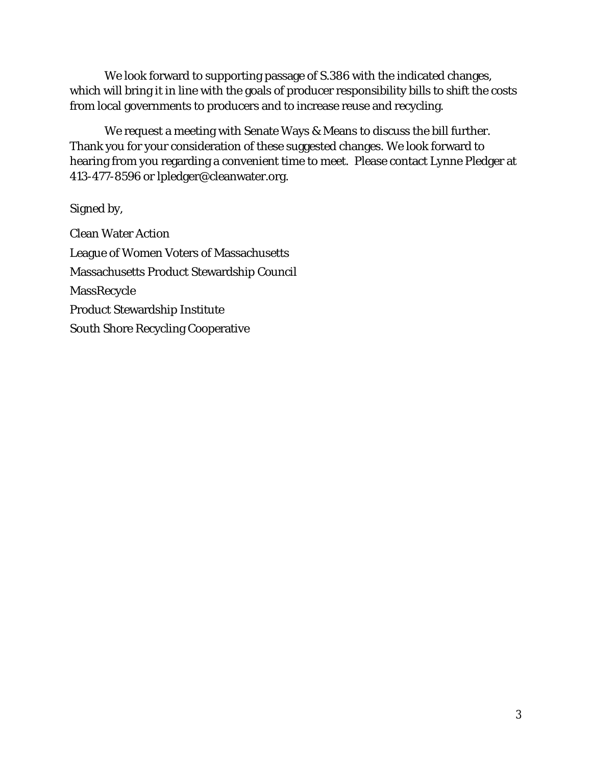We look forward to supporting passage of S.386 with the indicated changes, which will bring it in line with the goals of producer responsibility bills to shift the costs from local governments to producers and to increase reuse and recycling.

We request a meeting with Senate Ways & Means to discuss the bill further. Thank you for your consideration of these suggested changes. We look forward to hearing from you regarding a convenient time to meet. Please contact Lynne Pledger at 413-477-8596 or lpledger@cleanwater.org.

Signed by,

Clean Water Action

League of Women Voters of Massachusetts

Massachusetts Product Stewardship Council

MassRecycle

Product Stewardship Institute

South Shore Recycling Cooperative